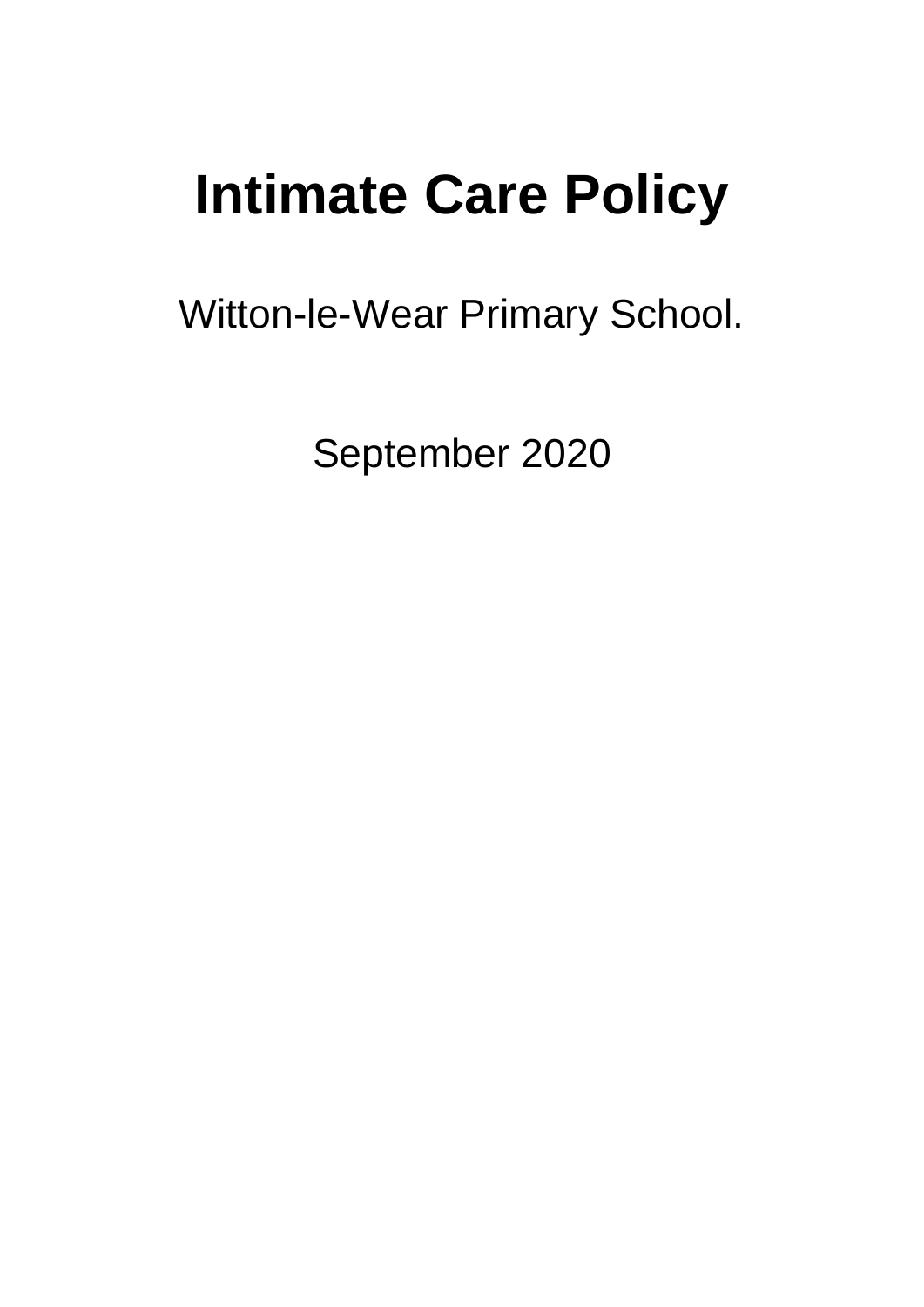# Intimate Care Policy

Witton-le-Wear Primary School.

September 2020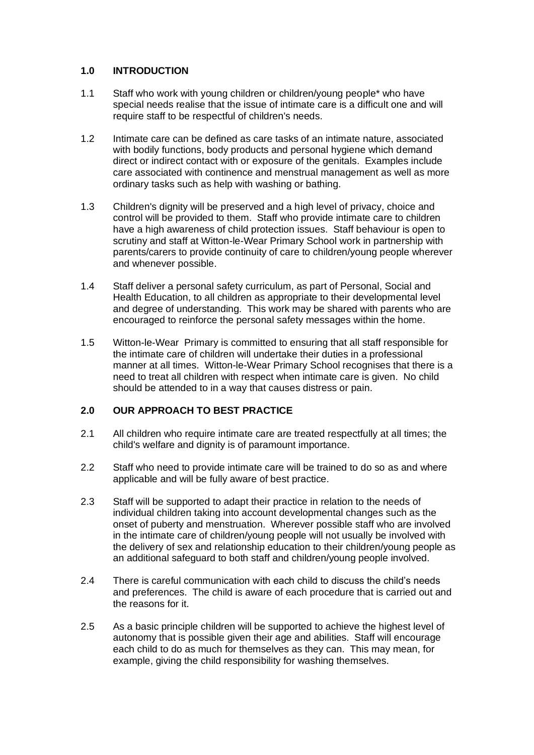## 1.0 INTRODUCTION

1.1 Staff who work with young children or children/young people* who have special needs realise that the issue of intimate care is a difficult one and will require staff to be respectful of children's needs.

1.2 Intimate care can be defined as care tasks of an intimate nature, associated with bodily functions, body products and personal hygiene which demand direct or indirect contact with or exposure of the genitals. Examples include care associated with continence and menstrual management as well as more ordinary tasks such as help with washing or bathing.

1.3 Children's dignity will be preserved and a high level of privacy, choice and control will be provided to them. Staff who provide intimate care to children have a high awareness of child protection issues. Staff behaviour is open to scrutiny and staff at Witton-le-Wear Primary School work in partnership with parents/carers to provide continuity of care to children/young people wherever and whenever possible.

1.4 Staff deliver a personal safety curriculum, as part of Personal, Social and Health Education, to all children as appropriate to their developmental level and degree of understanding. This work may be shared with parents who are encouraged to reinforce the personal safety messages within the home.

1.5 Witton-le-Wear Primary is committed to ensuring that all staff responsible for the intimate care of children will undertake their duties in a professional manner at all times. Witton-le-Wear Primary School recognises that there is a need to treat all children with respect when intimate care is given. No child should be attended to in a way that causes distress or pain.

## 2.0 OUR APPROACH TO BEST PRACTICE

2.1 All children who require intimate care are treated respectfully at all times; the child's welfare and dignity is of paramount importance.

2.2 Staff who need to provide intimate care will be trained to do so as and where applicable and will be fully aware of best practice.

2.3 Staff will be supported to adapt their practice in relation to the needs of individual children taking into account developmental changes such as the onset of puberty and menstruation. Wherever possible staff who are involved in the intimate care of children/young people will not usually be involved with the delivery of sex and relationship education to their children/young people as an additional safeguard to both staff and children/young people involved.

2.4 There is careful communication with each child to discuss the child's needs and preferences. The child is aware of each procedure that is carried out and the reasons for it.

2.5 As a basic principle children will be supported to achieve the highest level of autonomy that is possible given their age and abilities. Staff will encourage each child to do as much for themselves as they can. This may mean, for example, giving the child responsibility for washing themselves.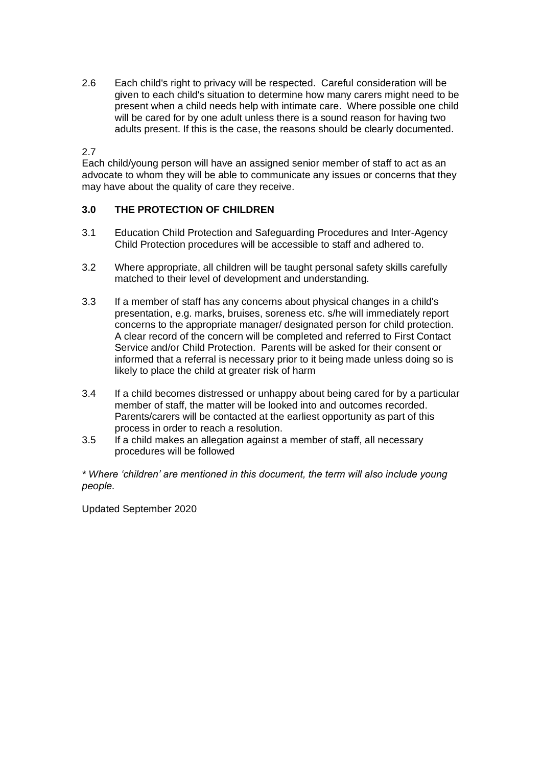2.6 Each child's right to privacy will be respected. Careful consideration will be given to each child's situation to determine how many carers might need to be present when a child needs help with intimate care. Where possible one child will be cared for by one adult unless there is a sound reason for having two adults present. If this is the case, the reasons should be clearly documented.

2.7
Each child/young person will have an assigned senior member of staff to act as an advocate to whom they will be able to communicate any issues or concerns that they may have about the quality of care they receive.

**3.0 THE PROTECTION OF CHILDREN**

3.1 Education Child Protection and Safeguarding Procedures and Inter-Agency Child Protection procedures will be accessible to staff and adhered to.

3.2 Where appropriate, all children will be taught personal safety skills carefully matched to their level of development and understanding.

3.3 If a member of staff has any concerns about physical changes in a child's presentation, e.g. marks, bruises, soreness etc. s/he will immediately report concerns to the appropriate manager/ designated person for child protection. A clear record of the concern will be completed and referred to First Contact Service and/or Child Protection. Parents will be asked for their consent or informed that a referral is necessary prior to it being made unless doing so is likely to place the child at greater risk of harm

3.4 If a child becomes distressed or unhappy about being cared for by a particular member of staff, the matter will be looked into and outcomes recorded. Parents/carers will be contacted at the earliest opportunity as part of this process in order to reach a resolution.

3.5 If a child makes an allegation against a member of staff, all necessary procedures will be followed

*\* Where 'children' are mentioned in this document, the term will also include young people.*

Updated September 2020